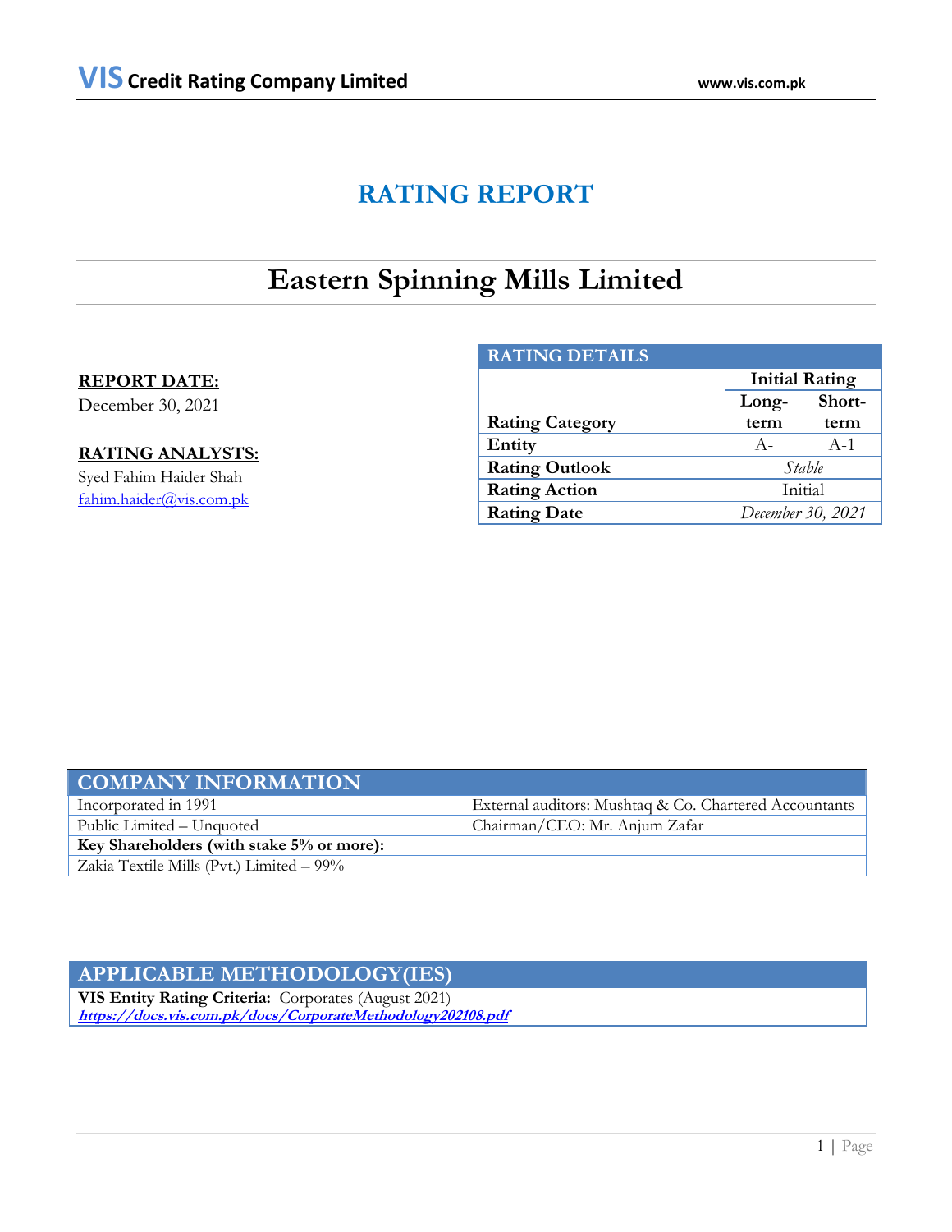# RATING REPORT

# Eastern Spinning Mills Limited

**REPORT DATE:**
December 30, 2021

**RATING ANALYSTS:**
Syed Fahim Haider Shah
fahim.haider@vis.com.pk

| RATING DETAILS | | |
|---|---|---|
| | Initial Rating | |
| Rating Category | Long-term | Short-term |
| Entity | A- | A-1 |
| Rating Outlook | *Stable* | |
| Rating Action | Initial | |
| Rating Date | *December 30, 2021* | |

| COMPANY INFORMATION | |
|---|---|
| Incorporated in 1991 | External auditors: Mushtaq & Co. Chartered Accountants |
| Public Limited – Unquoted | Chairman/CEO: Mr. Anjum Zafar |
| **Key Shareholders (with stake 5% or more):** | |
| Zakia Textile Mills (Pvt.) Limited – 99% | |

## APPLICABLE METHODOLOGY(IES)

**VIS Entity Rating Criteria:** Corporates (August 2021)
***https://docs.vis.com.pk/docs/CorporateMethodology202108.pdf***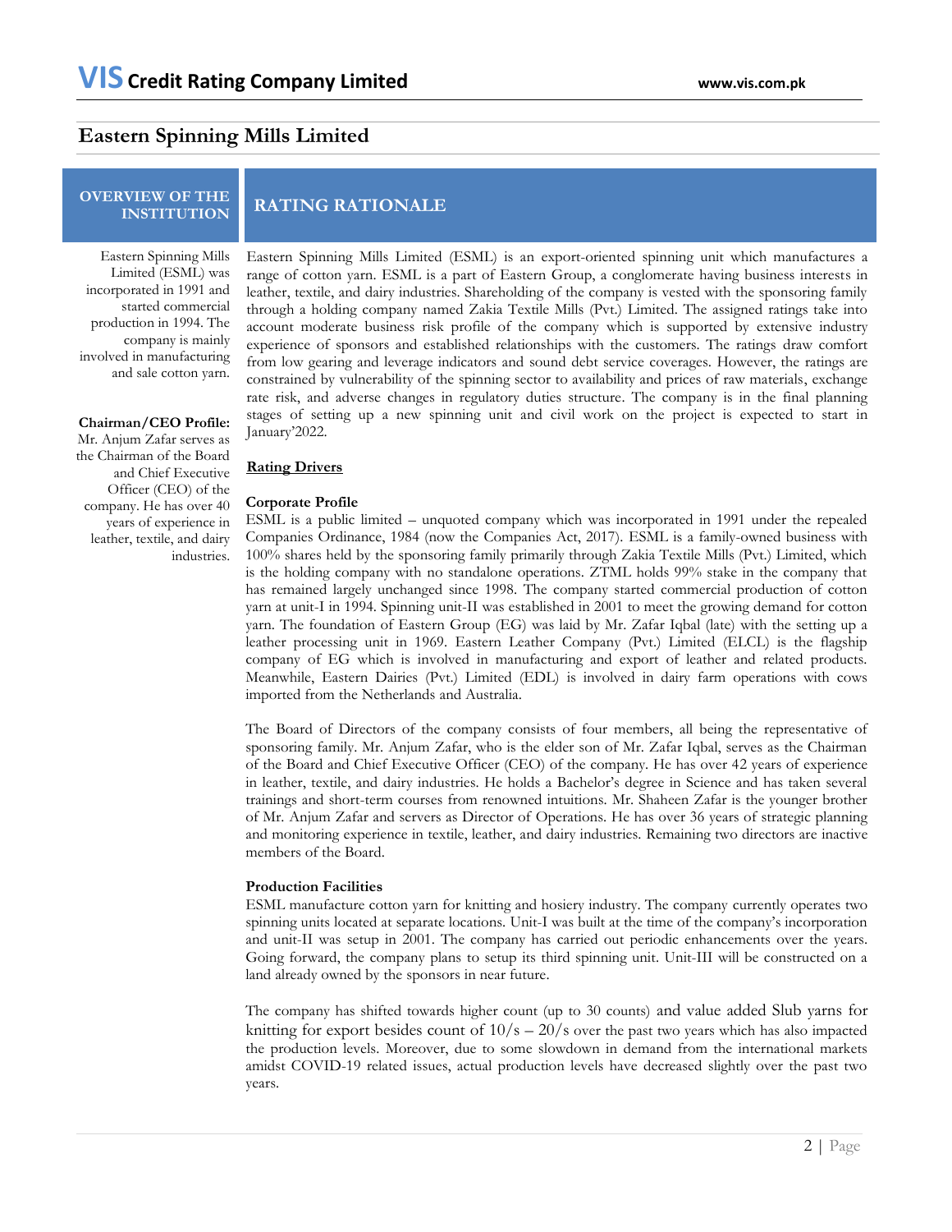# Eastern Spinning Mills Limited

## OVERVIEW OF THE INSTITUTION

Eastern Spinning Mills Limited (ESML) was incorporated in 1991 and started commercial production in 1994. The company is mainly involved in manufacturing and sale cotton yarn.

**Chairman/CEO Profile:**
Mr. Anjum Zafar serves as the Chairman of the Board and Chief Executive Officer (CEO) of the company. He has over 40 years of experience in leather, textile, and dairy industries.

## RATING RATIONALE

Eastern Spinning Mills Limited (ESML) is an export-oriented spinning unit which manufactures a range of cotton yarn. ESML is a part of Eastern Group, a conglomerate having business interests in leather, textile, and dairy industries. Shareholding of the company is vested with the sponsoring family through a holding company named Zakia Textile Mills (Pvt.) Limited. The assigned ratings take into account moderate business risk profile of the company which is supported by extensive industry experience of sponsors and established relationships with the customers. The ratings draw comfort from low gearing and leverage indicators and sound debt service coverages. However, the ratings are constrained by vulnerability of the spinning sector to availability and prices of raw materials, exchange rate risk, and adverse changes in regulatory duties structure. The company is in the final planning stages of setting up a new spinning unit and civil work on the project is expected to start in January'2022.

**Rating Drivers**

**Corporate Profile**

ESML is a public limited – unquoted company which was incorporated in 1991 under the repealed Companies Ordinance, 1984 (now the Companies Act, 2017). ESML is a family-owned business with 100% shares held by the sponsoring family primarily through Zakia Textile Mills (Pvt.) Limited, which is the holding company with no standalone operations. ZTML holds 99% stake in the company that has remained largely unchanged since 1998. The company started commercial production of cotton yarn at unit-I in 1994. Spinning unit-II was established in 2001 to meet the growing demand for cotton yarn. The foundation of Eastern Group (EG) was laid by Mr. Zafar Iqbal (late) with the setting up a leather processing unit in 1969. Eastern Leather Company (Pvt.) Limited (ELCL) is the flagship company of EG which is involved in manufacturing and export of leather and related products. Meanwhile, Eastern Dairies (Pvt.) Limited (EDL) is involved in dairy farm operations with cows imported from the Netherlands and Australia.

The Board of Directors of the company consists of four members, all being the representative of sponsoring family. Mr. Anjum Zafar, who is the elder son of Mr. Zafar Iqbal, serves as the Chairman of the Board and Chief Executive Officer (CEO) of the company. He has over 42 years of experience in leather, textile, and dairy industries. He holds a Bachelor's degree in Science and has taken several trainings and short-term courses from renowned intuitions. Mr. Shaheen Zafar is the younger brother of Mr. Anjum Zafar and servers as Director of Operations. He has over 36 years of strategic planning and monitoring experience in textile, leather, and dairy industries. Remaining two directors are inactive members of the Board.

**Production Facilities**

ESML manufacture cotton yarn for knitting and hosiery industry. The company currently operates two spinning units located at separate locations. Unit-I was built at the time of the company's incorporation and unit-II was setup in 2001. The company has carried out periodic enhancements over the years. Going forward, the company plans to setup its third spinning unit. Unit-III will be constructed on a land already owned by the sponsors in near future.

The company has shifted towards higher count (up to 30 counts) and value added Slub yarns for knitting for export besides count of 10/s – 20/s over the past two years which has also impacted the production levels. Moreover, due to some slowdown in demand from the international markets amidst COVID-19 related issues, actual production levels have decreased slightly over the past two years.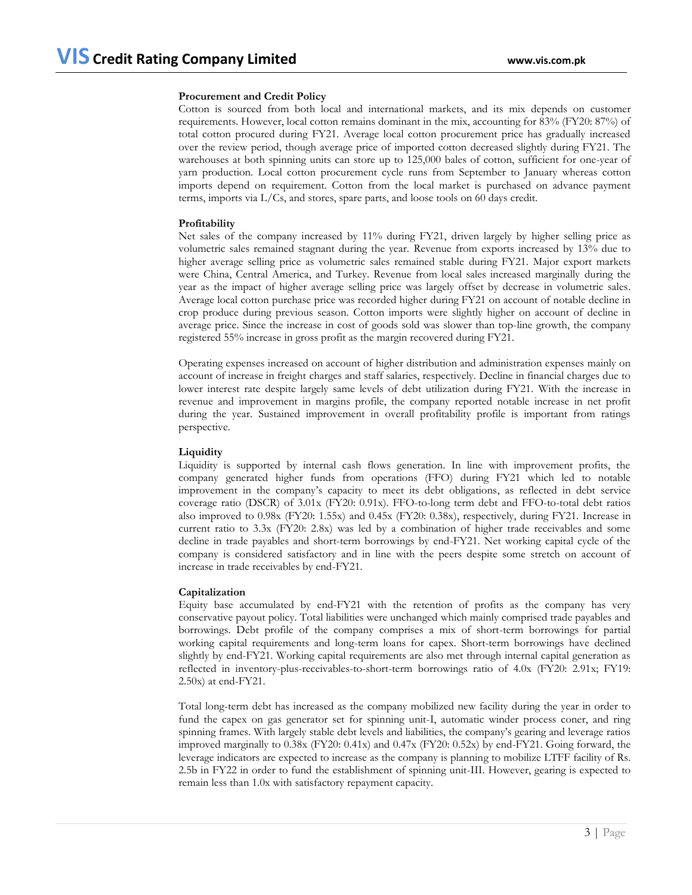**Procurement and Credit Policy**

Cotton is sourced from both local and international markets, and its mix depends on customer requirements. However, local cotton remains dominant in the mix, accounting for 83% (FY20: 87%) of total cotton procured during FY21. Average local cotton procurement price has gradually increased over the review period, though average price of imported cotton decreased slightly during FY21. The warehouses at both spinning units can store up to 125,000 bales of cotton, sufficient for one-year of yarn production. Local cotton procurement cycle runs from September to January whereas cotton imports depend on requirement. Cotton from the local market is purchased on advance payment terms, imports via L/Cs, and stores, spare parts, and loose tools on 60 days credit.

**Profitability**

Net sales of the company increased by 11% during FY21, driven largely by higher selling price as volumetric sales remained stagnant during the year. Revenue from exports increased by 13% due to higher average selling price as volumetric sales remained stable during FY21. Major export markets were China, Central America, and Turkey. Revenue from local sales increased marginally during the year as the impact of higher average selling price was largely offset by decrease in volumetric sales. Average local cotton purchase price was recorded higher during FY21 on account of notable decline in crop produce during previous season. Cotton imports were slightly higher on account of decline in average price. Since the increase in cost of goods sold was slower than top-line growth, the company registered 55% increase in gross profit as the margin recovered during FY21.

Operating expenses increased on account of higher distribution and administration expenses mainly on account of increase in freight charges and staff salaries, respectively. Decline in financial charges due to lower interest rate despite largely same levels of debt utilization during FY21. With the increase in revenue and improvement in margins profile, the company reported notable increase in net profit during the year. Sustained improvement in overall profitability profile is important from ratings perspective.

**Liquidity**

Liquidity is supported by internal cash flows generation. In line with improvement profits, the company generated higher funds from operations (FFO) during FY21 which led to notable improvement in the company's capacity to meet its debt obligations, as reflected in debt service coverage ratio (DSCR) of 3.01x (FY20: 0.91x). FFO-to-long term debt and FFO-to-total debt ratios also improved to 0.98x (FY20: 1.55x) and 0.45x (FY20: 0.38x), respectively, during FY21. Increase in current ratio to 3.3x (FY20: 2.8x) was led by a combination of higher trade receivables and some decline in trade payables and short-term borrowings by end-FY21. Net working capital cycle of the company is considered satisfactory and in line with the peers despite some stretch on account of increase in trade receivables by end-FY21.

**Capitalization**

Equity base accumulated by end-FY21 with the retention of profits as the company has very conservative payout policy. Total liabilities were unchanged which mainly comprised trade payables and borrowings. Debt profile of the company comprises a mix of short-term borrowings for partial working capital requirements and long-term loans for capex. Short-term borrowings have declined slightly by end-FY21. Working capital requirements are also met through internal capital generation as reflected in inventory-plus-receivables-to-short-term borrowings ratio of 4.0x (FY20: 2.91x; FY19: 2.50x) at end-FY21.

Total long-term debt has increased as the company mobilized new facility during the year in order to fund the capex on gas generator set for spinning unit-I, automatic winder process coner, and ring spinning frames. With largely stable debt levels and liabilities, the company's gearing and leverage ratios improved marginally to 0.38x (FY20: 0.41x) and 0.47x (FY20: 0.52x) by end-FY21. Going forward, the leverage indicators are expected to increase as the company is planning to mobilize LTFF facility of Rs. 2.5b in FY22 in order to fund the establishment of spinning unit-III. However, gearing is expected to remain less than 1.0x with satisfactory repayment capacity.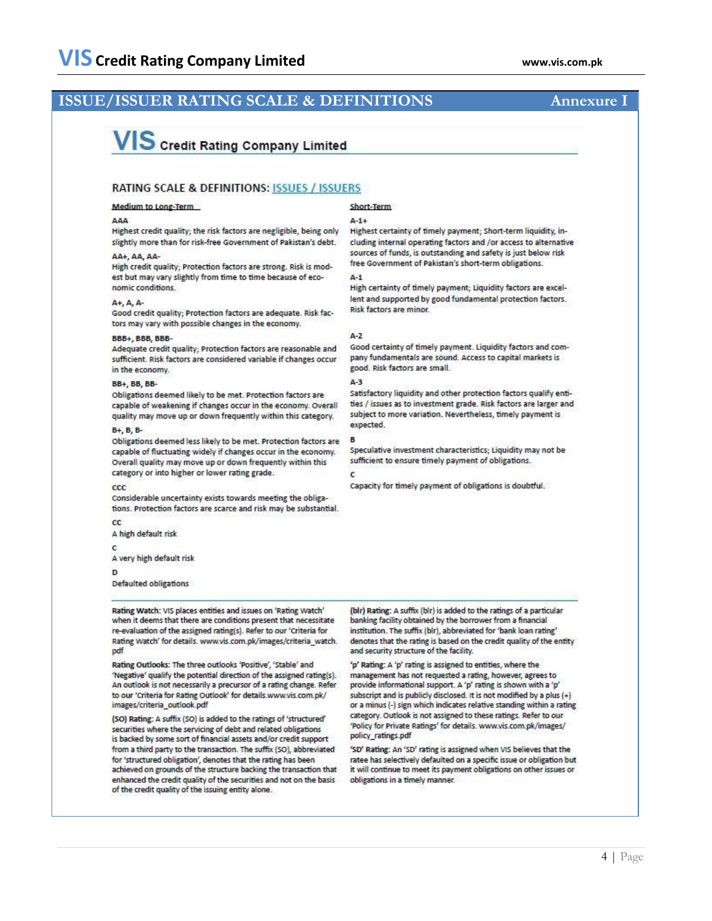## ISSUE/ISSUER RATING SCALE & DEFINITIONS — Annexure I

**VIS Credit Rating Company Limited**

### RATING SCALE & DEFINITIONS: ISSUES / ISSUERS

#### Medium to Long-Term

**AAA**
Highest credit quality; the risk factors are negligible, being only slightly more than for risk-free Government of Pakistan's debt.

**AA+, AA, AA-**
High credit quality; Protection factors are strong. Risk is modest but may vary slightly from time to time because of economic conditions.

**A+, A, A-**
Good credit quality; Protection factors are adequate. Risk factors may vary with possible changes in the economy.

**BBB+, BBB, BBB-**
Adequate credit quality; Protection factors are reasonable and sufficient. Risk factors are considered variable if changes occur in the economy.

**BB+, BB, BB-**
Obligations deemed likely to be met. Protection factors are capable of weakening if changes occur in the economy. Overall quality may move up or down frequently within this category.

**B+, B, B-**
Obligations deemed less likely to be met. Protection factors are capable of fluctuating widely if changes occur in the economy. Overall quality may move up or down frequently within this category or into higher or lower rating grade.

**CCC**
Considerable uncertainty exists towards meeting the obligations. Protection factors are scarce and risk may be substantial.

**CC**
A high default risk

**C**
A very high default risk

**D**
Defaulted obligations

#### Short-Term

**A-1+**
Highest certainty of timely payment; Short-term liquidity, including internal operating factors and /or access to alternative sources of funds, is outstanding and safety is just below risk free Government of Pakistan's short-term obligations.

**A-1**
High certainty of timely payment; Liquidity factors are excellent and supported by good fundamental protection factors. Risk factors are minor.

**A-2**
Good certainty of timely payment. Liquidity factors and company fundamentals are sound. Access to capital markets is good. Risk factors are small.

**A-3**
Satisfactory liquidity and other protection factors qualify entities / issues as to investment grade. Risk factors are larger and subject to more variation. Nevertheless, timely payment is expected.

**B**
Speculative investment characteristics; Liquidity may not be sufficient to ensure timely payment of obligations.

**C**
Capacity for timely payment of obligations is doubtful.

---

**Rating Watch:** VIS places entities and issues on 'Rating Watch' when it deems that there are conditions present that necessitate re-evaluation of the assigned rating(s). Refer to our 'Criteria for Rating Watch' for details. www.vis.com.pk/images/criteria_watch.pdf

**Rating Outlooks:** The three outlooks 'Positive', 'Stable' and 'Negative' qualify the potential direction of the assigned rating(s). An outlook is not necessarily a precursor of a rating change. Refer to our 'Criteria for Rating Outlook' for details.www.vis.com.pk/images/criteria_outlook.pdf

**(SO) Rating:** A suffix (SO) is added to the ratings of 'structured' securities where the servicing of debt and related obligations is backed by some sort of financial assets and/or credit support from a third party to the transaction. The suffix (SO), abbreviated for 'structured obligation', denotes that the rating has been achieved on grounds of the structure backing the transaction that enhanced the credit quality of the securities and not on the basis of the credit quality of the issuing entity alone.

**(blr) Rating:** A suffix (blr) is added to the ratings of a particular banking facility obtained by the borrower from a financial institution. The suffix (blr), abbreviated for 'bank loan rating' denotes that the rating is based on the credit quality of the entity and security structure of the facility.

**'p' Rating:** A 'p' rating is assigned to entities, where the management has not requested a rating, however, agrees to provide informational support. A 'p' rating is shown with a 'p' subscript and is publicly disclosed. It is not modified by a plus (+) or a minus (-) sign which indicates relative standing within a rating category. Outlook is not assigned to these ratings. Refer to our 'Policy for Private Ratings' for details. www.vis.com.pk/images/policy_ratings.pdf

**'SD' Rating:** An 'SD' rating is assigned when VIS believes that the ratee has selectively defaulted on a specific issue or obligation but it will continue to meet its payment obligations on other issues or obligations in a timely manner.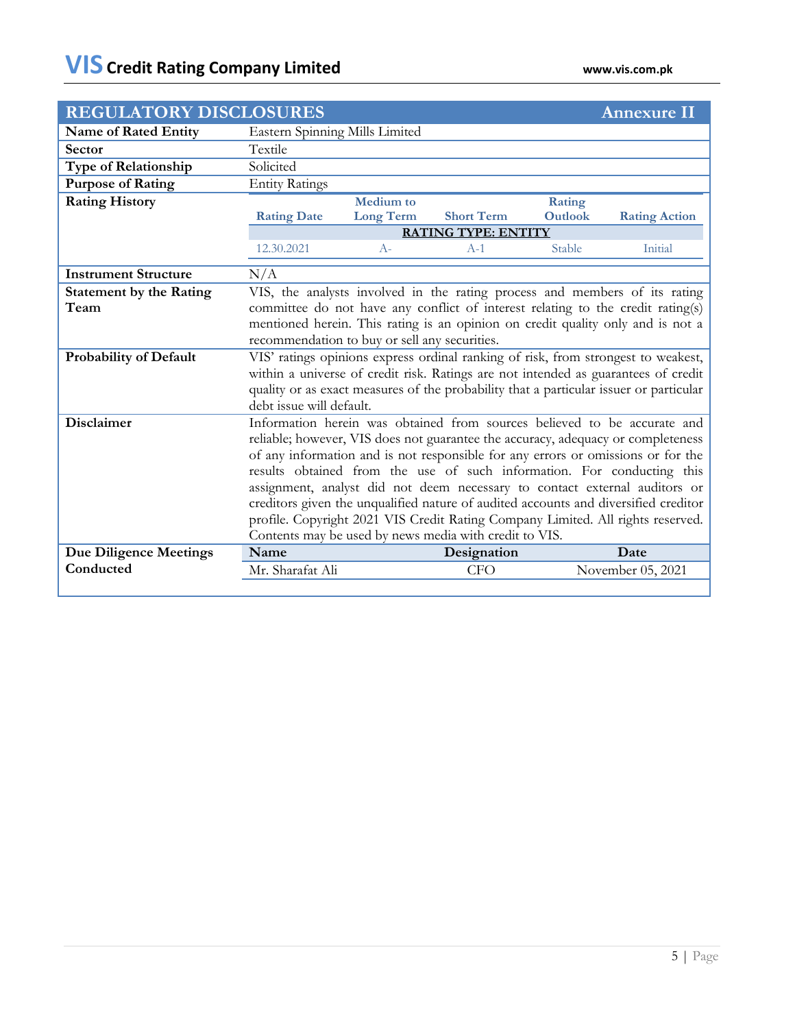## REGULATORY DISCLOSURES — Annexure II

| | |
|---|---|
| **Name of Rated Entity** | Eastern Spinning Mills Limited |
| **Sector** | Textile |
| **Type of Relationship** | Solicited |
| **Purpose of Rating** | Entity Ratings |

**Rating History**

| Rating Date | Medium to Long Term | Short Term | Rating Outlook | Rating Action |
|---|---|---|---|---|
| **RATING TYPE: ENTITY** | | | | |
| 12.30.2021 | A- | A-1 | Stable | Initial |

| | |
|---|---|
| **Instrument Structure** | N/A |
| **Statement by the Rating Team** | VIS, the analysts involved in the rating process and members of its rating committee do not have any conflict of interest relating to the credit rating(s) mentioned herein. This rating is an opinion on credit quality only and is not a recommendation to buy or sell any securities. |
| **Probability of Default** | VIS' ratings opinions express ordinal ranking of risk, from strongest to weakest, within a universe of credit risk. Ratings are not intended as guarantees of credit quality or as exact measures of the probability that a particular issuer or particular debt issue will default. |
| **Disclaimer** | Information herein was obtained from sources believed to be accurate and reliable; however, VIS does not guarantee the accuracy, adequacy or completeness of any information and is not responsible for any errors or omissions or for the results obtained from the use of such information. For conducting this assignment, analyst did not deem necessary to contact external auditors or creditors given the unqualified nature of audited accounts and diversified creditor profile. Copyright 2021 VIS Credit Rating Company Limited. All rights reserved. Contents may be used by news media with credit to VIS. |

**Due Diligence Meetings Conducted**

| Name | Designation | Date |
|---|---|---|
| Mr. Sharafat Ali | CFO | November 05, 2021 |